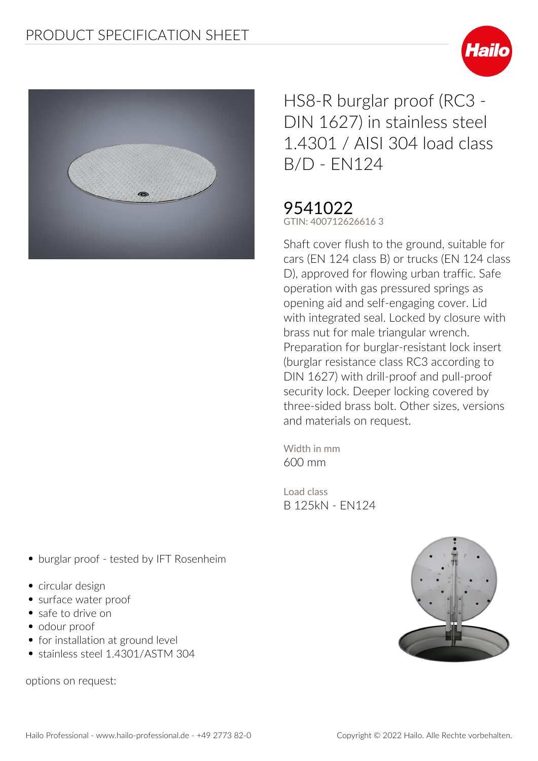# HS8-R burglar proof (RC3 - DIN 1627) in stainless steel 1.4301 / AISI 304 load class B/D - EN124

## 9541022

GTIN: 400712626616 3

Shaft cover flush to the ground, suitable for cars (EN 124 class B) or trucks (EN 124 class D), approved for flowing urban traffic. Safe operation with gas pressured springs as opening aid and self-engaging cover. Lid with integrated seal. Locked by closure with brass nut for male triangular wrench. Preparation for burglar-resistant lock insert (burglar resistance class RC3 according to DIN 1627) with drill-proof and pull-proof security lock. Deeper locking covered by three-sided brass bolt. Other sizes, versions and materials on request.

Width in mm
600 mm

Load class
B 125kN - EN124

- burglar proof - tested by IFT Rosenheim
- circular design
- surface water proof
- safe to drive on
- odour proof
- for installation at ground level
- stainless steel 1.4301/ASTM 304

options on request: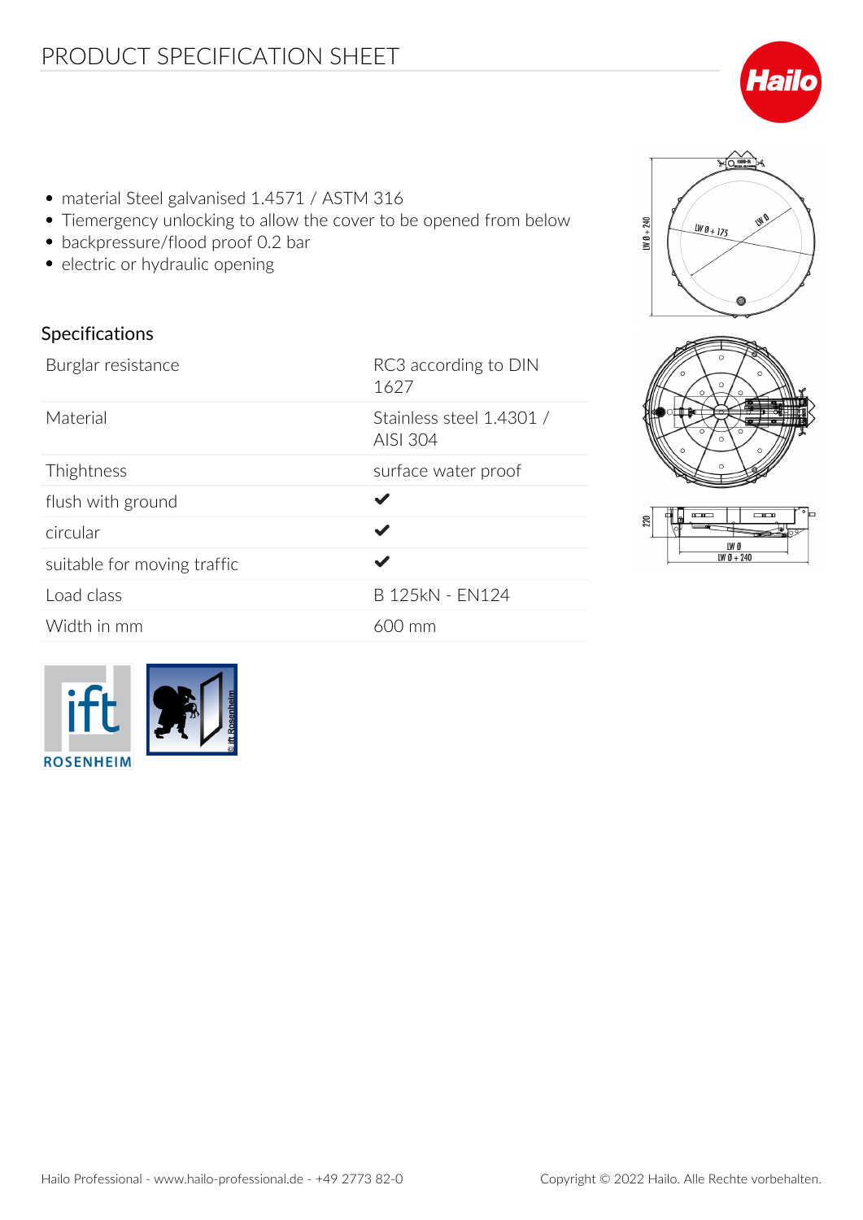# PRODUCT SPECIFICATION SHEET

- material Steel galvanised 1.4571 / ASTM 316
- Tiemergency unlocking to allow the cover to be opened from below
- backpressure/flood proof 0.2 bar
- electric or hydraulic opening

LW Ø + 240

LW Ø + 175

LW Ø

220

LW Ø

LW Ø + 240

## Specifications

| | |
|---|---|
| Burglar resistance | RC3 according to DIN 1627 |
| Material | Stainless steel 1.4301 / AISI 304 |
| Thightness | surface water proof |
| flush with ground | ✔ |
| circular | ✔ |
| suitable for moving traffic | ✔ |
| Load class | B 125kN - EN124 |
| Width in mm | 600 mm |

ift ROSENHEIM

© ift Rosenheim

Hailo Professional - www.hailo-professional.de - +49 2773 82-0

Copyright © 2022 Hailo. Alle Rechte vorbehalten.